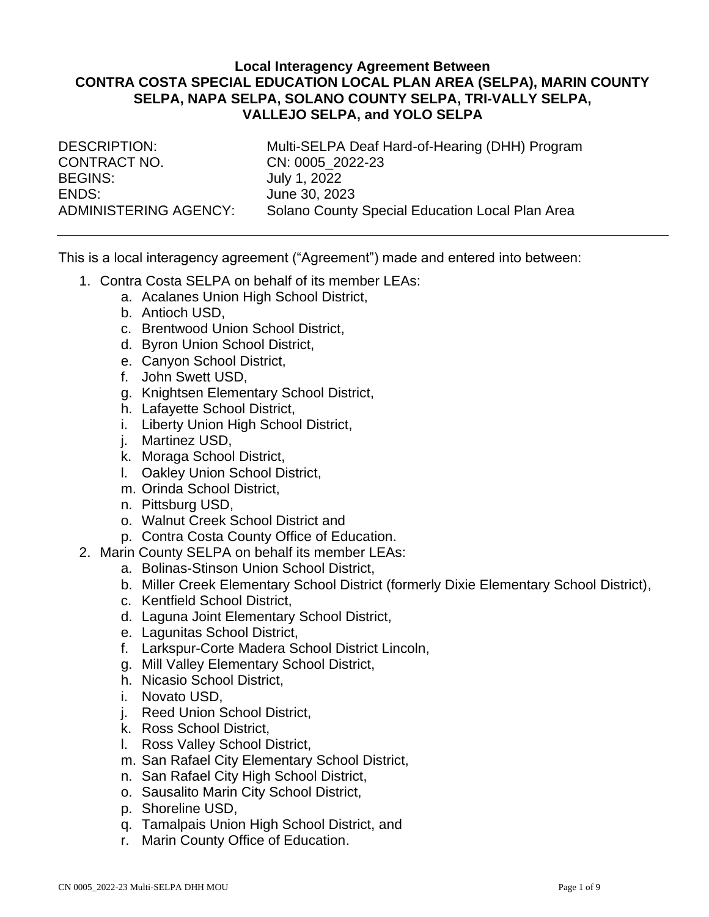**Local Interagency Agreement Between**
**CONTRA COSTA SPECIAL EDUCATION LOCAL PLAN AREA (SELPA), MARIN COUNTY SELPA, NAPA SELPA, SOLANO COUNTY SELPA, TRI-VALLY SELPA, VALLEJO SELPA, and YOLO SELPA**

| | |
|---|---|
| DESCRIPTION: | Multi-SELPA Deaf Hard-of-Hearing (DHH) Program |
| CONTRACT NO. | CN: 0005_2022-23 |
| BEGINS: | July 1, 2022 |
| ENDS: | June 30, 2023 |
| ADMINISTERING AGENCY: | Solano County Special Education Local Plan Area |

---

This is a local interagency agreement ("Agreement") made and entered into between:

1. Contra Costa SELPA on behalf of its member LEAs:
   a. Acalanes Union High School District,
   b. Antioch USD,
   c. Brentwood Union School District,
   d. Byron Union School District,
   e. Canyon School District,
   f. John Swett USD,
   g. Knightsen Elementary School District,
   h. Lafayette School District,
   i. Liberty Union High School District,
   j. Martinez USD,
   k. Moraga School District,
   l. Oakley Union School District,
   m. Orinda School District,
   n. Pittsburg USD,
   o. Walnut Creek School District and
   p. Contra Costa County Office of Education.
2. Marin County SELPA on behalf its member LEAs:
   a. Bolinas-Stinson Union School District,
   b. Miller Creek Elementary School District (formerly Dixie Elementary School District),
   c. Kentfield School District,
   d. Laguna Joint Elementary School District,
   e. Lagunitas School District,
   f. Larkspur-Corte Madera School District Lincoln,
   g. Mill Valley Elementary School District,
   h. Nicasio School District,
   i. Novato USD,
   j. Reed Union School District,
   k. Ross School District,
   l. Ross Valley School District,
   m. San Rafael City Elementary School District,
   n. San Rafael City High School District,
   o. Sausalito Marin City School District,
   p. Shoreline USD,
   q. Tamalpais Union High School District, and
   r. Marin County Office of Education.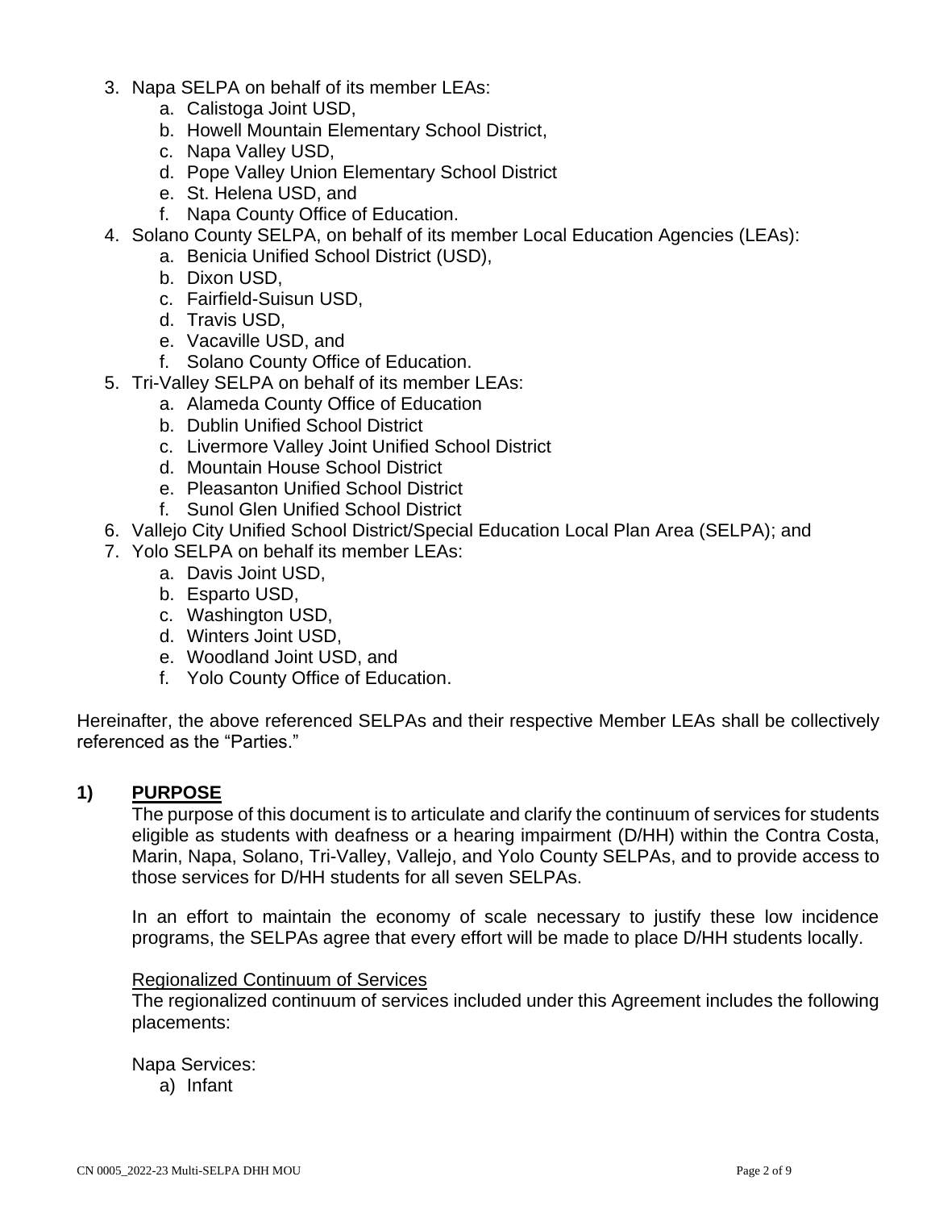3. Napa SELPA on behalf of its member LEAs:
    a. Calistoga Joint USD,
    b. Howell Mountain Elementary School District,
    c. Napa Valley USD,
    d. Pope Valley Union Elementary School District
    e. St. Helena USD, and
    f. Napa County Office of Education.
4. Solano County SELPA, on behalf of its member Local Education Agencies (LEAs):
    a. Benicia Unified School District (USD),
    b. Dixon USD,
    c. Fairfield-Suisun USD,
    d. Travis USD,
    e. Vacaville USD, and
    f. Solano County Office of Education.
5. Tri-Valley SELPA on behalf of its member LEAs:
    a. Alameda County Office of Education
    b. Dublin Unified School District
    c. Livermore Valley Joint Unified School District
    d. Mountain House School District
    e. Pleasanton Unified School District
    f. Sunol Glen Unified School District
6. Vallejo City Unified School District/Special Education Local Plan Area (SELPA); and
7. Yolo SELPA on behalf its member LEAs:
    a. Davis Joint USD,
    b. Esparto USD,
    c. Washington USD,
    d. Winters Joint USD,
    e. Woodland Joint USD, and
    f. Yolo County Office of Education.

Hereinafter, the above referenced SELPAs and their respective Member LEAs shall be collectively referenced as the "Parties."

## 1) PURPOSE

The purpose of this document is to articulate and clarify the continuum of services for students eligible as students with deafness or a hearing impairment (D/HH) within the Contra Costa, Marin, Napa, Solano, Tri-Valley, Vallejo, and Yolo County SELPAs, and to provide access to those services for D/HH students for all seven SELPAs.

In an effort to maintain the economy of scale necessary to justify these low incidence programs, the SELPAs agree that every effort will be made to place D/HH students locally.

<u>Regionalized Continuum of Services</u>

The regionalized continuum of services included under this Agreement includes the following placements:

Napa Services:

a) Infant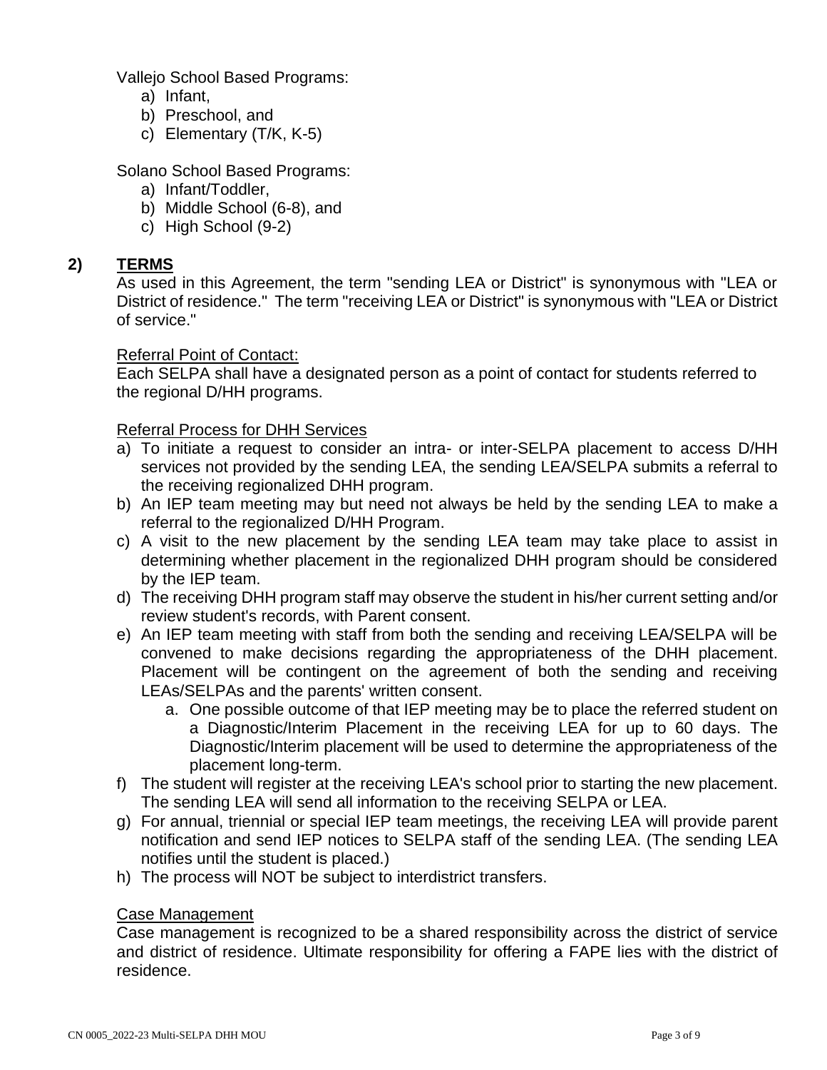Vallejo School Based Programs:

a) Infant,
b) Preschool, and
c) Elementary (T/K, K-5)

Solano School Based Programs:

a) Infant/Toddler,
b) Middle School (6-8), and
c) High School (9-2)

## 2) TERMS

As used in this Agreement, the term "sending LEA or District" is synonymous with "LEA or District of residence." The term "receiving LEA or District" is synonymous with "LEA or District of service."

Referral Point of Contact:

Each SELPA shall have a designated person as a point of contact for students referred to the regional D/HH programs.

Referral Process for DHH Services

a) To initiate a request to consider an intra- or inter-SELPA placement to access D/HH services not provided by the sending LEA, the sending LEA/SELPA submits a referral to the receiving regionalized DHH program.
b) An IEP team meeting may but need not always be held by the sending LEA to make a referral to the regionalized D/HH Program.
c) A visit to the new placement by the sending LEA team may take place to assist in determining whether placement in the regionalized DHH program should be considered by the IEP team.
d) The receiving DHH program staff may observe the student in his/her current setting and/or review student's records, with Parent consent.
e) An IEP team meeting with staff from both the sending and receiving LEA/SELPA will be convened to make decisions regarding the appropriateness of the DHH placement. Placement will be contingent on the agreement of both the sending and receiving LEAs/SELPAs and the parents' written consent.
    a. One possible outcome of that IEP meeting may be to place the referred student on a Diagnostic/Interim Placement in the receiving LEA for up to 60 days. The Diagnostic/Interim placement will be used to determine the appropriateness of the placement long-term.
f) The student will register at the receiving LEA's school prior to starting the new placement. The sending LEA will send all information to the receiving SELPA or LEA.
g) For annual, triennial or special IEP team meetings, the receiving LEA will provide parent notification and send IEP notices to SELPA staff of the sending LEA. (The sending LEA notifies until the student is placed.)
h) The process will NOT be subject to interdistrict transfers.

Case Management

Case management is recognized to be a shared responsibility across the district of service and district of residence. Ultimate responsibility for offering a FAPE lies with the district of residence.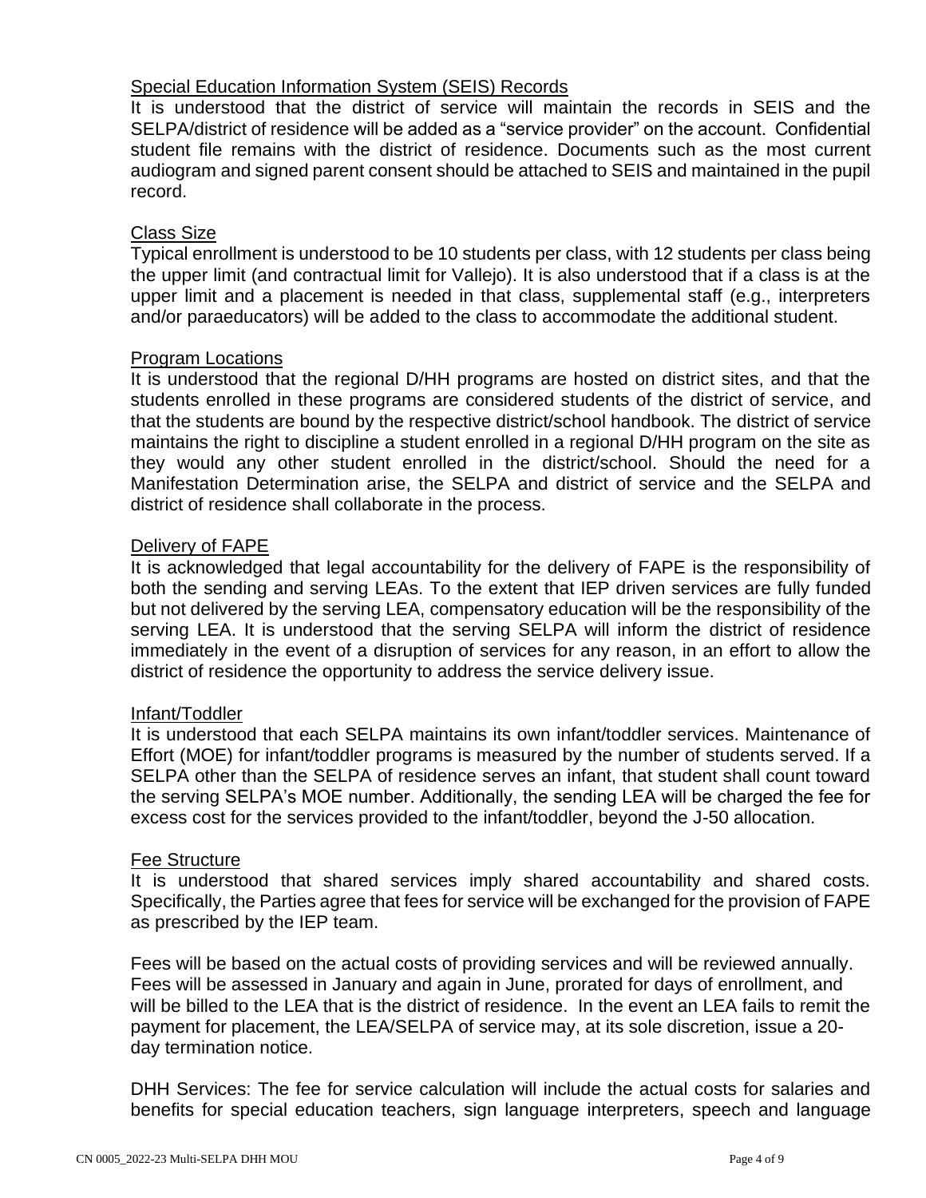<u>Special Education Information System (SEIS) Records</u>

It is understood that the district of service will maintain the records in SEIS and the SELPA/district of residence will be added as a "service provider" on the account. Confidential student file remains with the district of residence. Documents such as the most current audiogram and signed parent consent should be attached to SEIS and maintained in the pupil record.

<u>Class Size</u>

Typical enrollment is understood to be 10 students per class, with 12 students per class being the upper limit (and contractual limit for Vallejo). It is also understood that if a class is at the upper limit and a placement is needed in that class, supplemental staff (e.g., interpreters and/or paraeducators) will be added to the class to accommodate the additional student.

<u>Program Locations</u>

It is understood that the regional D/HH programs are hosted on district sites, and that the students enrolled in these programs are considered students of the district of service, and that the students are bound by the respective district/school handbook. The district of service maintains the right to discipline a student enrolled in a regional D/HH program on the site as they would any other student enrolled in the district/school. Should the need for a Manifestation Determination arise, the SELPA and district of service and the SELPA and district of residence shall collaborate in the process.

<u>Delivery of FAPE</u>

It is acknowledged that legal accountability for the delivery of FAPE is the responsibility of both the sending and serving LEAs. To the extent that IEP driven services are fully funded but not delivered by the serving LEA, compensatory education will be the responsibility of the serving LEA. It is understood that the serving SELPA will inform the district of residence immediately in the event of a disruption of services for any reason, in an effort to allow the district of residence the opportunity to address the service delivery issue.

<u>Infant/Toddler</u>

It is understood that each SELPA maintains its own infant/toddler services. Maintenance of Effort (MOE) for infant/toddler programs is measured by the number of students served. If a SELPA other than the SELPA of residence serves an infant, that student shall count toward the serving SELPA's MOE number. Additionally, the sending LEA will be charged the fee for excess cost for the services provided to the infant/toddler, beyond the J-50 allocation.

<u>Fee Structure</u>

It is understood that shared services imply shared accountability and shared costs. Specifically, the Parties agree that fees for service will be exchanged for the provision of FAPE as prescribed by the IEP team.

Fees will be based on the actual costs of providing services and will be reviewed annually. Fees will be assessed in January and again in June, prorated for days of enrollment, and will be billed to the LEA that is the district of residence. In the event an LEA fails to remit the payment for placement, the LEA/SELPA of service may, at its sole discretion, issue a 20-day termination notice.

DHH Services: The fee for service calculation will include the actual costs for salaries and benefits for special education teachers, sign language interpreters, speech and language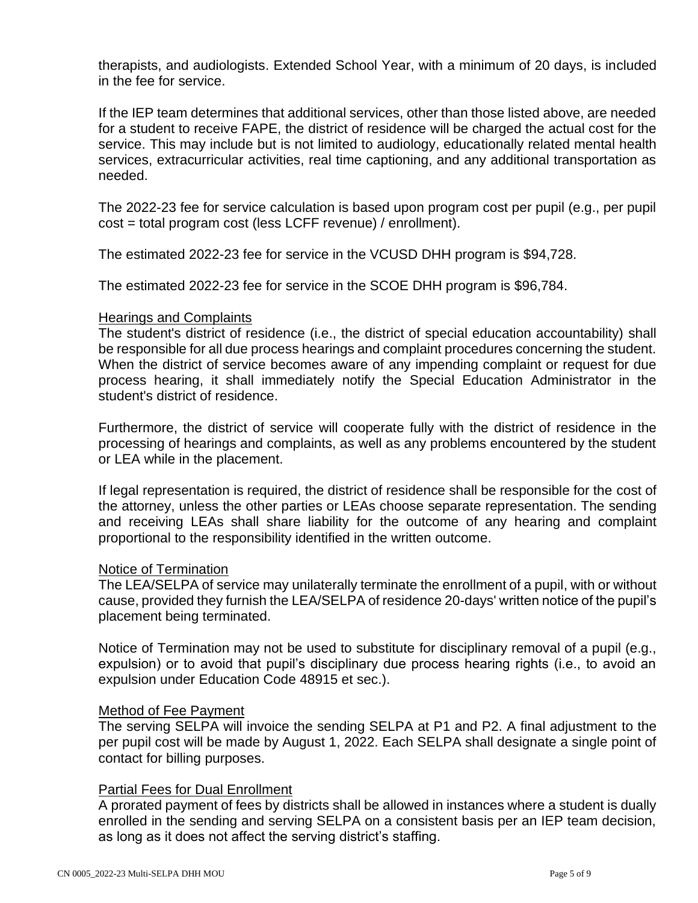therapists, and audiologists. Extended School Year, with a minimum of 20 days, is included in the fee for service.

If the IEP team determines that additional services, other than those listed above, are needed for a student to receive FAPE, the district of residence will be charged the actual cost for the service. This may include but is not limited to audiology, educationally related mental health services, extracurricular activities, real time captioning, and any additional transportation as needed.

The 2022-23 fee for service calculation is based upon program cost per pupil (e.g., per pupil cost = total program cost (less LCFF revenue) / enrollment).

The estimated 2022-23 fee for service in the VCUSD DHH program is $94,728.

The estimated 2022-23 fee for service in the SCOE DHH program is $96,784.

<u>Hearings and Complaints</u>

The student's district of residence (i.e., the district of special education accountability) shall be responsible for all due process hearings and complaint procedures concerning the student. When the district of service becomes aware of any impending complaint or request for due process hearing, it shall immediately notify the Special Education Administrator in the student's district of residence.

Furthermore, the district of service will cooperate fully with the district of residence in the processing of hearings and complaints, as well as any problems encountered by the student or LEA while in the placement.

If legal representation is required, the district of residence shall be responsible for the cost of the attorney, unless the other parties or LEAs choose separate representation. The sending and receiving LEAs shall share liability for the outcome of any hearing and complaint proportional to the responsibility identified in the written outcome.

<u>Notice of Termination</u>

The LEA/SELPA of service may unilaterally terminate the enrollment of a pupil, with or without cause, provided they furnish the LEA/SELPA of residence 20-days' written notice of the pupil's placement being terminated.

Notice of Termination may not be used to substitute for disciplinary removal of a pupil (e.g., expulsion) or to avoid that pupil's disciplinary due process hearing rights (i.e., to avoid an expulsion under Education Code 48915 et sec.).

<u>Method of Fee Payment</u>

The serving SELPA will invoice the sending SELPA at P1 and P2. A final adjustment to the per pupil cost will be made by August 1, 2022. Each SELPA shall designate a single point of contact for billing purposes.

<u>Partial Fees for Dual Enrollment</u>

A prorated payment of fees by districts shall be allowed in instances where a student is dually enrolled in the sending and serving SELPA on a consistent basis per an IEP team decision, as long as it does not affect the serving district's staffing.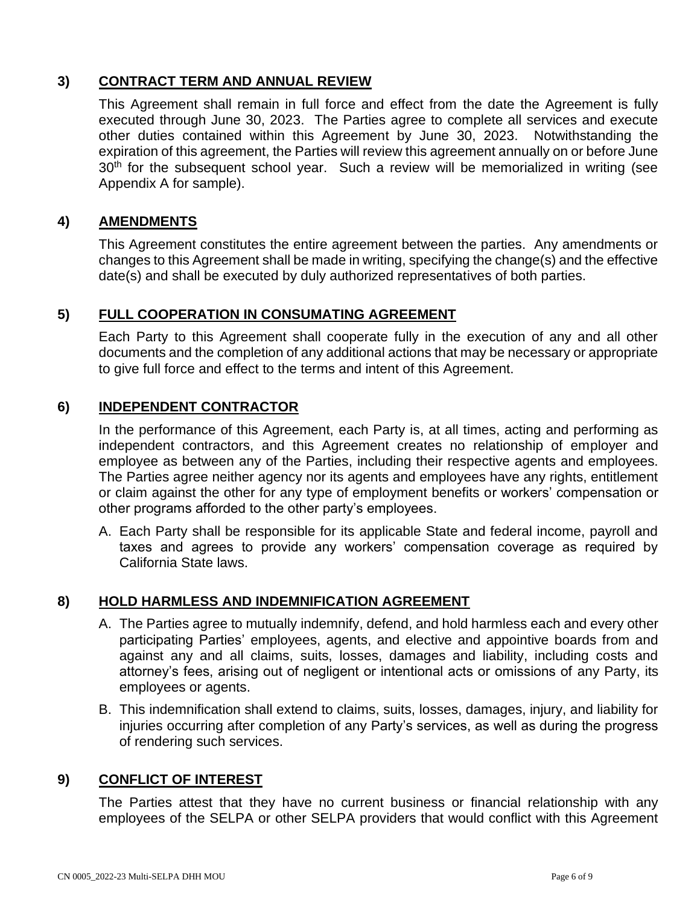## 3) CONTRACT TERM AND ANNUAL REVIEW

This Agreement shall remain in full force and effect from the date the Agreement is fully executed through June 30, 2023. The Parties agree to complete all services and execute other duties contained within this Agreement by June 30, 2023. Notwithstanding the expiration of this agreement, the Parties will review this agreement annually on or before June 30th for the subsequent school year. Such a review will be memorialized in writing (see Appendix A for sample).

## 4) AMENDMENTS

This Agreement constitutes the entire agreement between the parties. Any amendments or changes to this Agreement shall be made in writing, specifying the change(s) and the effective date(s) and shall be executed by duly authorized representatives of both parties.

## 5) FULL COOPERATION IN CONSUMATING AGREEMENT

Each Party to this Agreement shall cooperate fully in the execution of any and all other documents and the completion of any additional actions that may be necessary or appropriate to give full force and effect to the terms and intent of this Agreement.

## 6) INDEPENDENT CONTRACTOR

In the performance of this Agreement, each Party is, at all times, acting and performing as independent contractors, and this Agreement creates no relationship of employer and employee as between any of the Parties, including their respective agents and employees. The Parties agree neither agency nor its agents and employees have any rights, entitlement or claim against the other for any type of employment benefits or workers' compensation or other programs afforded to the other party's employees.

A. Each Party shall be responsible for its applicable State and federal income, payroll and taxes and agrees to provide any workers' compensation coverage as required by California State laws.

## 8) HOLD HARMLESS AND INDEMNIFICATION AGREEMENT

A. The Parties agree to mutually indemnify, defend, and hold harmless each and every other participating Parties' employees, agents, and elective and appointive boards from and against any and all claims, suits, losses, damages and liability, including costs and attorney's fees, arising out of negligent or intentional acts or omissions of any Party, its employees or agents.

B. This indemnification shall extend to claims, suits, losses, damages, injury, and liability for injuries occurring after completion of any Party's services, as well as during the progress of rendering such services.

## 9) CONFLICT OF INTEREST

The Parties attest that they have no current business or financial relationship with any employees of the SELPA or other SELPA providers that would conflict with this Agreement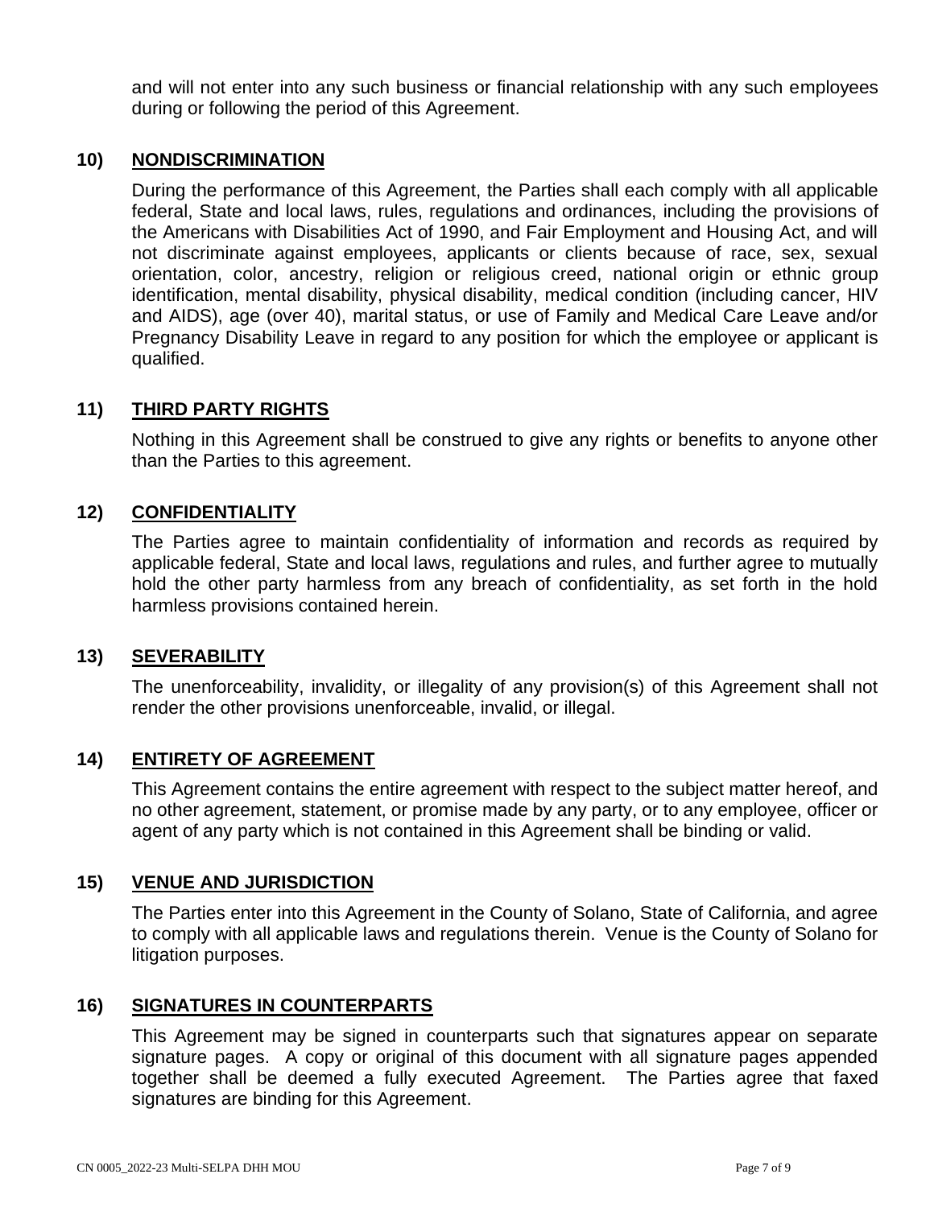and will not enter into any such business or financial relationship with any such employees during or following the period of this Agreement.

**10) NONDISCRIMINATION**

During the performance of this Agreement, the Parties shall each comply with all applicable federal, State and local laws, rules, regulations and ordinances, including the provisions of the Americans with Disabilities Act of 1990, and Fair Employment and Housing Act, and will not discriminate against employees, applicants or clients because of race, sex, sexual orientation, color, ancestry, religion or religious creed, national origin or ethnic group identification, mental disability, physical disability, medical condition (including cancer, HIV and AIDS), age (over 40), marital status, or use of Family and Medical Care Leave and/or Pregnancy Disability Leave in regard to any position for which the employee or applicant is qualified.

**11) THIRD PARTY RIGHTS**

Nothing in this Agreement shall be construed to give any rights or benefits to anyone other than the Parties to this agreement.

**12) CONFIDENTIALITY**

The Parties agree to maintain confidentiality of information and records as required by applicable federal, State and local laws, regulations and rules, and further agree to mutually hold the other party harmless from any breach of confidentiality, as set forth in the hold harmless provisions contained herein.

**13) SEVERABILITY**

The unenforceability, invalidity, or illegality of any provision(s) of this Agreement shall not render the other provisions unenforceable, invalid, or illegal.

**14) ENTIRETY OF AGREEMENT**

This Agreement contains the entire agreement with respect to the subject matter hereof, and no other agreement, statement, or promise made by any party, or to any employee, officer or agent of any party which is not contained in this Agreement shall be binding or valid.

**15) VENUE AND JURISDICTION**

The Parties enter into this Agreement in the County of Solano, State of California, and agree to comply with all applicable laws and regulations therein. Venue is the County of Solano for litigation purposes.

**16) SIGNATURES IN COUNTERPARTS**

This Agreement may be signed in counterparts such that signatures appear on separate signature pages. A copy or original of this document with all signature pages appended together shall be deemed a fully executed Agreement. The Parties agree that faxed signatures are binding for this Agreement.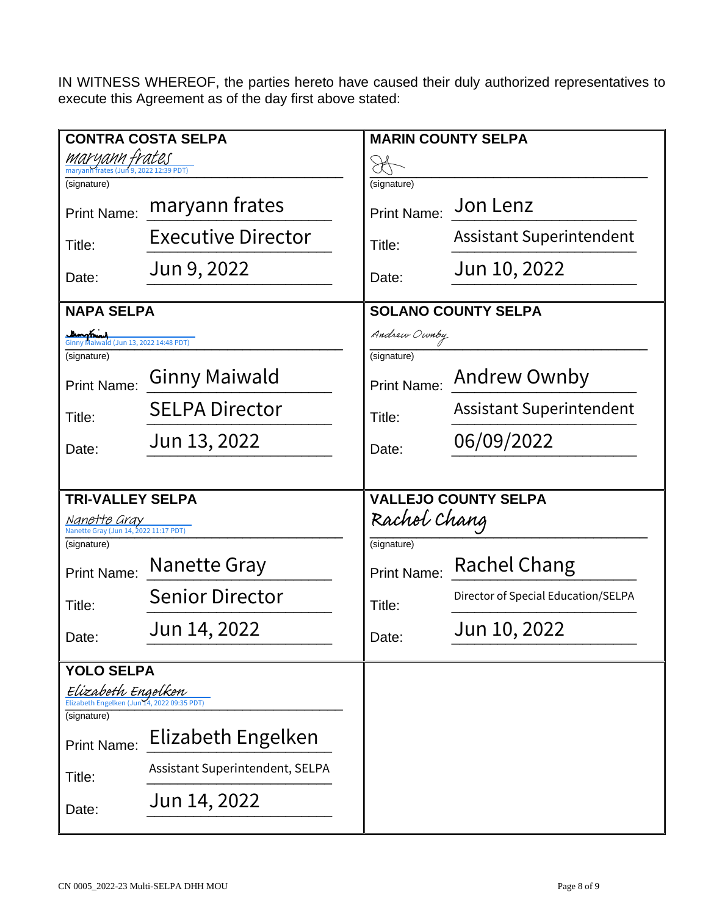IN WITNESS WHEREOF, the parties hereto have caused their duly authorized representatives to execute this Agreement as of the day first above stated:

| **CONTRA COSTA SELPA** | **MARIN COUNTY SELPA** |
| --- | --- |
| maryann frates<br>maryann frates (Jun 9, 2022 12:39 PDT)<br>(signature) | (signature) |
| Print Name: maryann frates | Print Name: Jon Lenz |
| Title: Executive Director | Title: Assistant Superintendent |
| Date: Jun 9, 2022 | Date: Jun 10, 2022 |
| **NAPA SELPA** | **SOLANO COUNTY SELPA** |
| Ginny Maiwald (Jun 13, 2022 14:48 PDT)<br>(signature) | Andrew Ownby<br>(signature) |
| Print Name: Ginny Maiwald | Print Name: Andrew Ownby |
| Title: SELPA Director | Title: Assistant Superintendent |
| Date: Jun 13, 2022 | Date: 06/09/2022 |
| **TRI-VALLEY SELPA** | **VALLEJO COUNTY SELPA** |
| Nanette Gray<br>Nanette Gray (Jun 14, 2022 11:17 PDT)<br>(signature) | Rachel Chang<br>(signature) |
| Print Name: Nanette Gray | Print Name: Rachel Chang |
| Title: Senior Director | Title: Director of Special Education/SELPA |
| Date: Jun 14, 2022 | Date: Jun 10, 2022 |
| **YOLO SELPA** | |
| Elizabeth Engelken<br>Elizabeth Engelken (Jun 14, 2022 09:35 PDT)<br>(signature) | |
| Print Name: Elizabeth Engelken | |
| Title: Assistant Superintendent, SELPA | |
| Date: Jun 14, 2022 | |

CN 0005_2022-23 Multi-SELPA DHH MOU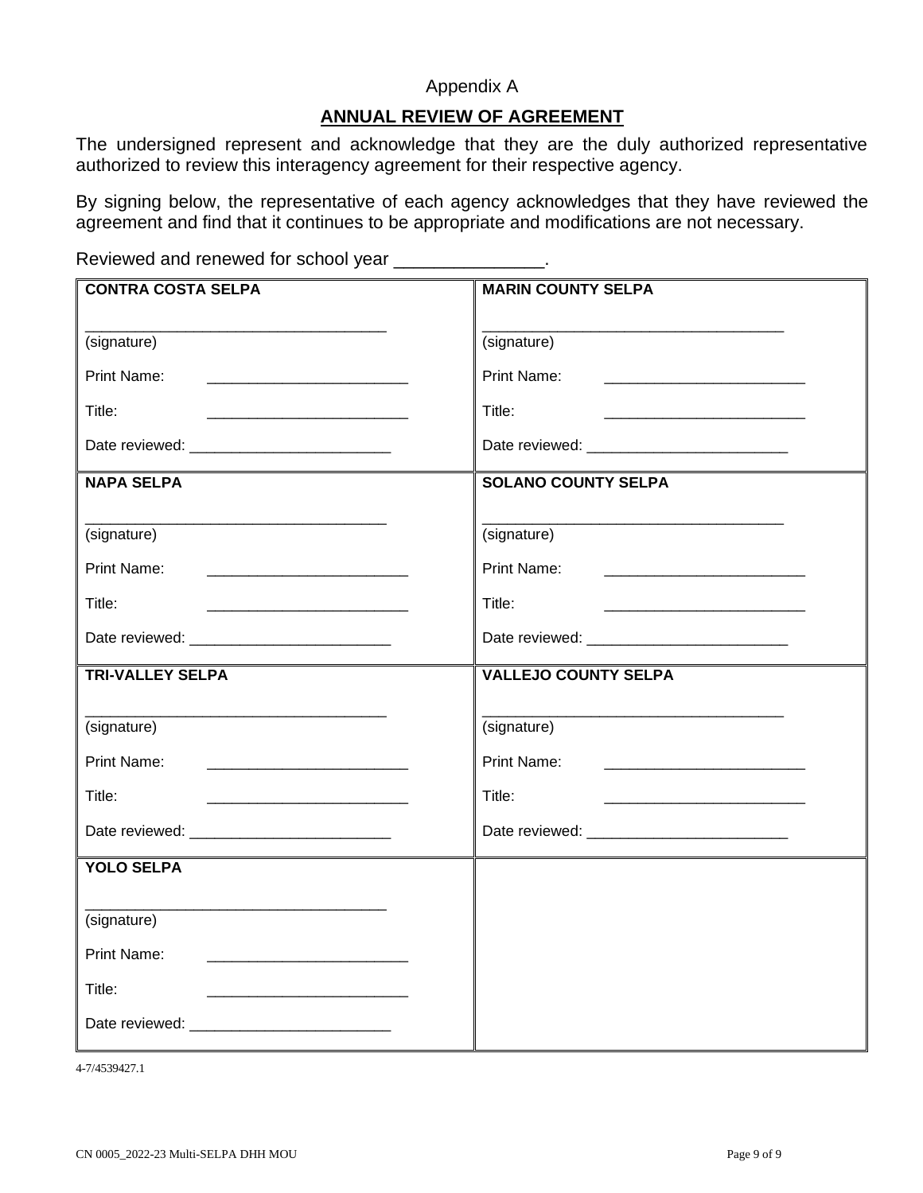Appendix A

## ANNUAL REVIEW OF AGREEMENT

The undersigned represent and acknowledge that they are the duly authorized representative authorized to review this interagency agreement for their respective agency.

By signing below, the representative of each agency acknowledges that they have reviewed the agreement and find that it continues to be appropriate and modifications are not necessary.

Reviewed and renewed for school year _______________.

| | |
|---|---|
| **CONTRA COSTA SELPA**<br><br>___________________________________<br>(signature)<br><br>Print Name: ________________________<br><br>Title: ________________________<br><br>Date reviewed: ________________________ | **MARIN COUNTY SELPA**<br><br>___________________________________<br>(signature)<br><br>Print Name: ________________________<br><br>Title: ________________________<br><br>Date reviewed: ________________________ |
| **NAPA SELPA**<br><br>___________________________________<br>(signature)<br><br>Print Name: ________________________<br><br>Title: ________________________<br><br>Date reviewed: ________________________ | **SOLANO COUNTY SELPA**<br><br>___________________________________<br>(signature)<br><br>Print Name: ________________________<br><br>Title: ________________________<br><br>Date reviewed: ________________________ |
| **TRI-VALLEY SELPA**<br><br>___________________________________<br>(signature)<br><br>Print Name: ________________________<br><br>Title: ________________________<br><br>Date reviewed: ________________________ | **VALLEJO COUNTY SELPA**<br><br>___________________________________<br>(signature)<br><br>Print Name: ________________________<br><br>Title: ________________________<br><br>Date reviewed: ________________________ |
| **YOLO SELPA**<br><br>___________________________________<br>(signature)<br><br>Print Name: ________________________<br><br>Title: ________________________<br><br>Date reviewed: ________________________ | |

4-7/4539427.1